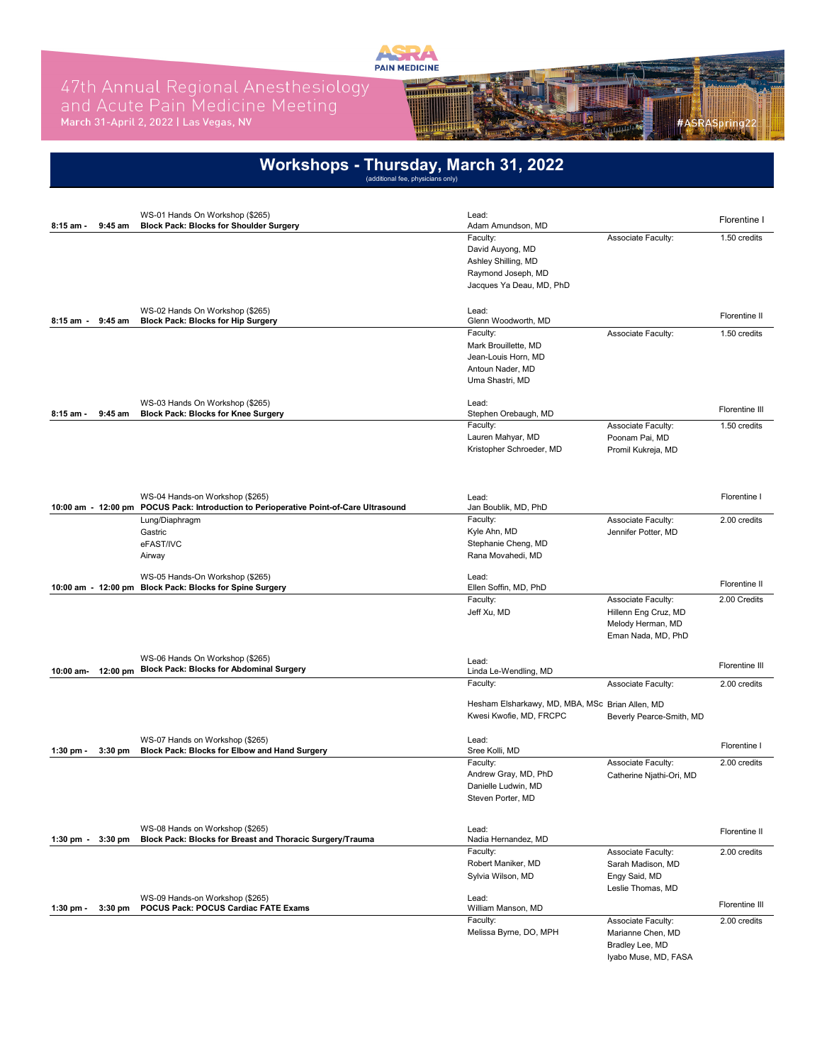# 47th Annual Regional Anesthesiology and Acute Pain Medicine Meeting

March 31-April 2, 2022 | Las Vegas, NV

#ASRASpring22

## Workshops - Thursday, March 31, 2022

(additional fee, physicians only)

| Time | Workshop | Lead / Faculty | Associate Faculty | Room / Credits |
|---|---|---|---|---|
| 8:15 am - 9:45 am | WS-01 Hands On Workshop ($265)<br>**Block Pack: Blocks for Shoulder Surgery** | Lead:<br>Adam Amundson, MD<br>Faculty:<br>David Auyong, MD<br>Ashley Shilling, MD<br>Raymond Joseph, MD<br>Jacques Ya Deau, MD, PhD | Associate Faculty: | Florentine I<br>1.50 credits |
| 8:15 am - 9:45 am | WS-02 Hands On Workshop ($265)<br>**Block Pack: Blocks for Hip Surgery** | Lead:<br>Glenn Woodworth, MD<br>Faculty:<br>Mark Brouillette, MD<br>Jean-Louis Horn, MD<br>Antoun Nader, MD<br>Uma Shastri, MD | Associate Faculty: | Florentine II<br>1.50 credits |
| 8:15 am - 9:45 am | WS-03 Hands On Workshop ($265)<br>**Block Pack: Blocks for Knee Surgery** | Lead:<br>Stephen Orebaugh, MD<br>Faculty:<br>Lauren Mahyar, MD<br>Kristopher Schroeder, MD | Associate Faculty:<br>Poonam Pai, MD<br>Promil Kukreja, MD | Florentine III<br>1.50 credits |
| 10:00 am - 12:00 pm | WS-04 Hands-on Workshop ($265)<br>**POCUS Pack: Introduction to Perioperative Point-of-Care Ultrasound**<br>Lung/Diaphragm<br>Gastric<br>eFAST/IVC<br>Airway | Lead:<br>Jan Boublik, MD, PhD<br>Faculty:<br>Kyle Ahn, MD<br>Stephanie Cheng, MD<br>Rana Movahedi, MD | Associate Faculty:<br>Jennifer Potter, MD | Florentine I<br>2.00 credits |
| 10:00 am - 12:00 pm | WS-05 Hands-On Workshop ($265)<br>**Block Pack: Blocks for Spine Surgery** | Lead:<br>Ellen Soffin, MD, PhD<br>Faculty:<br>Jeff Xu, MD | Associate Faculty:<br>Hillenn Eng Cruz, MD<br>Melody Herman, MD<br>Eman Nada, MD, PhD | Florentine II<br>2.00 Credits |
| 10:00 am- 12:00 pm | WS-06 Hands On Workshop ($265)<br>**Block Pack: Blocks for Abdominal Surgery** | Lead:<br>Linda Le-Wendling, MD<br>Faculty:<br>Hesham Elsharkawy, MD, MBA, MSc<br>Kwesi Kwofie, MD, FRCPC | Associate Faculty:<br>Brian Allen, MD<br>Beverly Pearce-Smith, MD | Florentine III<br>2.00 credits |
| 1:30 pm - 3:30 pm | WS-07 Hands on Workshop ($265)<br>**Block Pack: Blocks for Elbow and Hand Surgery** | Lead:<br>Sree Kolli, MD<br>Faculty:<br>Andrew Gray, MD, PhD<br>Danielle Ludwin, MD<br>Steven Porter, MD | Associate Faculty:<br>Catherine Njathi-Ori, MD | Florentine I<br>2.00 credits |
| 1:30 pm - 3:30 pm | WS-08 Hands on Workshop ($265)<br>**Block Pack: Blocks for Breast and Thoracic Surgery/Trauma** | Lead:<br>Nadia Hernandez, MD<br>Faculty:<br>Robert Maniker, MD<br>Sylvia Wilson, MD | Associate Faculty:<br>Sarah Madison, MD<br>Engy Said, MD<br>Leslie Thomas, MD | Florentine II<br>2.00 credits |
| 1:30 pm - 3:30 pm | WS-09 Hands-on Workshop ($265)<br>**POCUS Pack: POCUS Cardiac FATE Exams** | Lead:<br>William Manson, MD<br>Faculty:<br>Melissa Byrne, DO, MPH | Associate Faculty:<br>Marianne Chen, MD<br>Bradley Lee, MD<br>Iyabo Muse, MD, FASA | Florentine III<br>2.00 credits |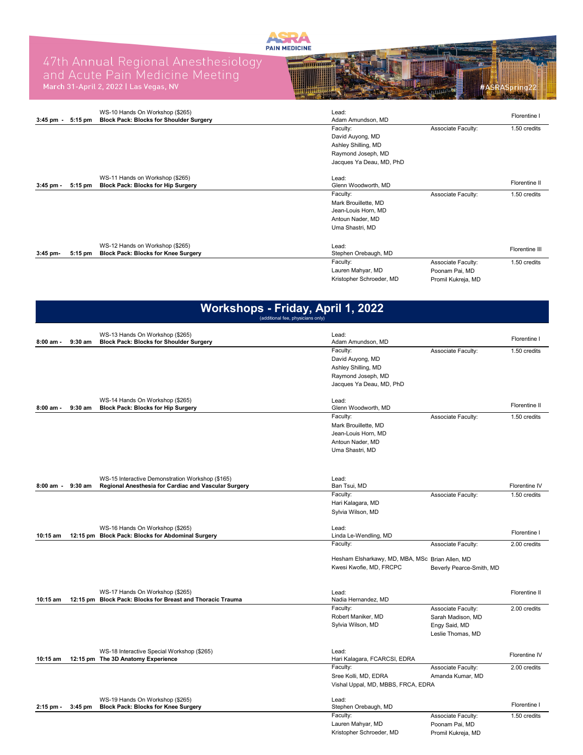| Time | | Workshop | Lead / Faculty | Associate Faculty | Room / Credits |
|---|---|---|---|---|---|
| 3:45 pm - | 5:15 pm | WS-10 Hands On Workshop ($265)<br>**Block Pack: Blocks for Shoulder Surgery** | Lead:<br>Adam Amundson, MD | | Florentine I |
| | | | Faculty:<br>David Auyong, MD<br>Ashley Shilling, MD<br>Raymond Joseph, MD<br>Jacques Ya Deau, MD, PhD | Associate Faculty: | 1.50 credits |
| 3:45 pm - | 5:15 pm | WS-11 Hands on Workshop ($265)<br>**Block Pack: Blocks for Hip Surgery** | Lead:<br>Glenn Woodworth, MD | | Florentine II |
| | | | Faculty:<br>Mark Brouillette, MD<br>Jean-Louis Horn, MD<br>Antoun Nader, MD<br>Uma Shastri, MD | Associate Faculty: | 1.50 credits |
| 3:45 pm- | 5:15 pm | WS-12 Hands on Workshop ($265)<br>**Block Pack: Blocks for Knee Surgery** | Lead:<br>Stephen Orebaugh, MD | | Florentine III |
| | | | Faculty:<br>Lauren Mahyar, MD<br>Kristopher Schroeder, MD | Associate Faculty:<br>Poonam Pai, MD<br>Promil Kukreja, MD | 1.50 credits |

## Workshops - Friday, April 1, 2022

(additional fee, physicians only)

| Time | | Workshop | Lead / Faculty | Associate Faculty | Room / Credits |
|---|---|---|---|---|---|
| 8:00 am - | 9:30 am | WS-13 Hands On Workshop ($265)<br>**Block Pack: Blocks for Shoulder Surgery** | Lead:<br>Adam Amundson, MD | | Florentine I |
| | | | Faculty:<br>David Auyong, MD<br>Ashley Shilling, MD<br>Raymond Joseph, MD<br>Jacques Ya Deau, MD, PhD | Associate Faculty: | 1.50 credits |
| 8:00 am - | 9:30 am | WS-14 Hands On Workshop ($265)<br>**Block Pack: Blocks for Hip Surgery** | Lead:<br>Glenn Woodworth, MD | | Florentine II |
| | | | Faculty:<br>Mark Brouillette, MD<br>Jean-Louis Horn, MD<br>Antoun Nader, MD<br>Uma Shastri, MD | Associate Faculty: | 1.50 credits |
| 8:00 am - | 9:30 am | WS-15 Interactive Demonstration Workshop ($165)<br>**Regional Anesthesia for Cardiac and Vascular Surgery** | Lead:<br>Ban Tsui, MD | | Florentine IV |
| | | | Faculty:<br>Hari Kalagara, MD<br>Sylvia Wilson, MD | Associate Faculty: | 1.50 credits |
| 10:15 am | 12:15 pm | WS-16 Hands On Workshop ($265)<br>**Block Pack: Blocks for Abdominal Surgery** | Lead:<br>Linda Le-Wendling, MD | | Florentine I |
| | | | Faculty:<br>Hesham Elsharkawy, MD, MBA, MSc<br>Kwesi Kwofie, MD, FRCPC | Associate Faculty:<br>Brian Allen, MD<br>Beverly Pearce-Smith, MD | 2.00 credits |
| 10:15 am | 12:15 pm | WS-17 Hands On Workshop ($265)<br>**Block Pack: Blocks for Breast and Thoracic Trauma** | Lead:<br>Nadia Hernandez, MD | | Florentine II |
| | | | Faculty:<br>Robert Maniker, MD<br>Sylvia Wilson, MD | Associate Faculty:<br>Sarah Madison, MD<br>Engy Said, MD<br>Leslie Thomas, MD | 2.00 credits |
| 10:15 am | 12:15 pm | WS-18 Interactive Special Workshop ($265)<br>**The 3D Anatomy Experience** | Lead:<br>Hari Kalagara, FCARCSI, EDRA | | Florentine IV |
| | | | Faculty:<br>Sree Kolli, MD, EDRA<br>Vishal Uppal, MD, MBBS, FRCA, EDRA | Associate Faculty:<br>Amanda Kumar, MD | 2.00 credits |
| 2:15 pm - | 3:45 pm | WS-19 Hands On Workshop ($265)<br>**Block Pack: Blocks for Knee Surgery** | Lead:<br>Stephen Orebaugh, MD | | Florentine I |
| | | | Faculty:<br>Lauren Mahyar, MD<br>Kristopher Schroeder, MD | Associate Faculty:<br>Poonam Pai, MD<br>Promil Kukreja, MD | 1.50 credits |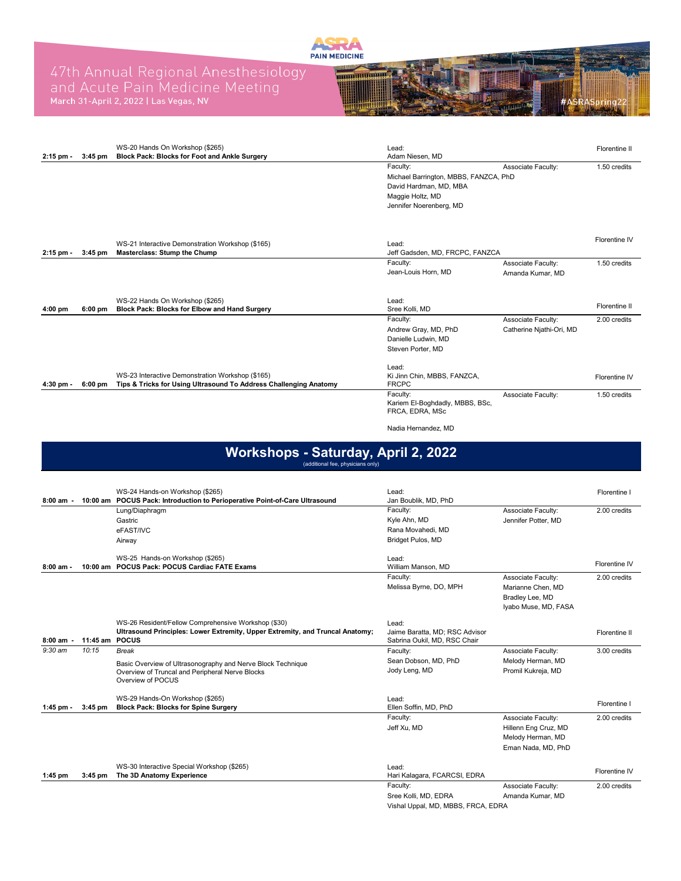| | | | | | |
|---|---|---|---|---|---|
| 2:15 pm - | 3:45 pm | WS-20 Hands On Workshop ($265)<br>**Block Pack: Blocks for Foot and Ankle Surgery** | Lead:<br>Adam Niesen, MD | | Florentine II |
| | | | Faculty:<br>Michael Barrington, MBBS, FANZCA, PhD<br>David Hardman, MD, MBA<br>Maggie Holtz, MD<br>Jennifer Noerenberg, MD | Associate Faculty: | 1.50 credits |
| 2:15 pm - | 3:45 pm | WS-21 Interactive Demonstration Workshop ($165)<br>**Masterclass: Stump the Chump** | Lead:<br>Jeff Gadsden, MD, FRCPC, FANZCA | | Florentine IV |
| | | | Faculty:<br>Jean-Louis Horn, MD | Associate Faculty:<br>Amanda Kumar, MD | 1.50 credits |
| 4:00 pm | 6:00 pm | WS-22 Hands On Workshop ($265)<br>**Block Pack: Blocks for Elbow and Hand Surgery** | Lead:<br>Sree Kolli, MD | | Florentine II |
| | | | Faculty:<br>Andrew Gray, MD, PhD<br>Danielle Ludwin, MD<br>Steven Porter, MD | Associate Faculty:<br>Catherine Njathi-Ori, MD | 2.00 credits |
| 4:30 pm - | 6:00 pm | WS-23 Interactive Demonstration Workshop ($165)<br>**Tips & Tricks for Using Ultrasound To Address Challenging Anatomy** | Lead:<br>Ki Jinn Chin, MBBS, FANZCA, FRCPC | | Florentine IV |
| | | | Faculty:<br>Kariem El-Boghdadly, MBBS, BSc, FRCA, EDRA, MSc<br><br>Nadia Hernandez, MD | Associate Faculty: | 1.50 credits |

## Workshops - Saturday, April 2, 2022

(additional fee, physicians only)

| | | | | | |
|---|---|---|---|---|---|
| 8:00 am - | 10:00 am | WS-24 Hands-on Workshop ($265)<br>**POCUS Pack: Introduction to Perioperative Point-of-Care Ultrasound** | Lead:<br>Jan Boublik, MD, PhD | | Florentine I |
| | | Lung/Diaphragm<br>Gastric<br>eFAST/IVC<br>Airway | Faculty:<br>Kyle Ahn, MD<br>Rana Movahedi, MD<br>Bridget Pulos, MD | Associate Faculty:<br>Jennifer Potter, MD | 2.00 credits |
| 8:00 am - | 10:00 am | WS-25 Hands-on Workshop ($265)<br>**POCUS Pack: POCUS Cardiac FATE Exams** | Lead:<br>William Manson, MD | | Florentine IV |
| | | | Faculty:<br>Melissa Byrne, DO, MPH | Associate Faculty:<br>Marianne Chen, MD<br>Bradley Lee, MD<br>Iyabo Muse, MD, FASA | 2.00 credits |
| 8:00 am - | 11:45 am | WS-26 Resident/Fellow Comprehensive Workshop ($30)<br>**Ultrasound Principles: Lower Extremity, Upper Extremity, and Truncal Anatomy; POCUS** | Lead:<br>Jaime Baratta, MD; RSC Advisor<br>Sabrina Oukil, MD, RSC Chair | | Florentine II |
| *9:30 am* | *10:15* | *Break*<br><br>Basic Overview of Ultrasonography and Nerve Block Technique<br>Overview of Truncal and Peripheral Nerve Blocks<br>Overview of POCUS | Faculty:<br>Sean Dobson, MD, PhD<br>Jody Leng, MD | Associate Faculty:<br>Melody Herman, MD<br>Promil Kukreja, MD | 3.00 credits |
| 1:45 pm - | 3:45 pm | WS-29 Hands-On Workshop ($265)<br>**Block Pack: Blocks for Spine Surgery** | Lead:<br>Ellen Soffin, MD, PhD | | Florentine I |
| | | | Faculty:<br>Jeff Xu, MD | Associate Faculty:<br>Hillenn Eng Cruz, MD<br>Melody Herman, MD<br>Eman Nada, MD, PhD | 2.00 credits |
| 1:45 pm | 3:45 pm | WS-30 Interactive Special Workshop ($265)<br>**The 3D Anatomy Experience** | Lead:<br>Hari Kalagara, FCARCSI, EDRA | | Florentine IV |
| | | | Faculty:<br>Sree Kolli, MD, EDRA<br>Vishal Uppal, MD, MBBS, FRCA, EDRA | Associate Faculty:<br>Amanda Kumar, MD | 2.00 credits |